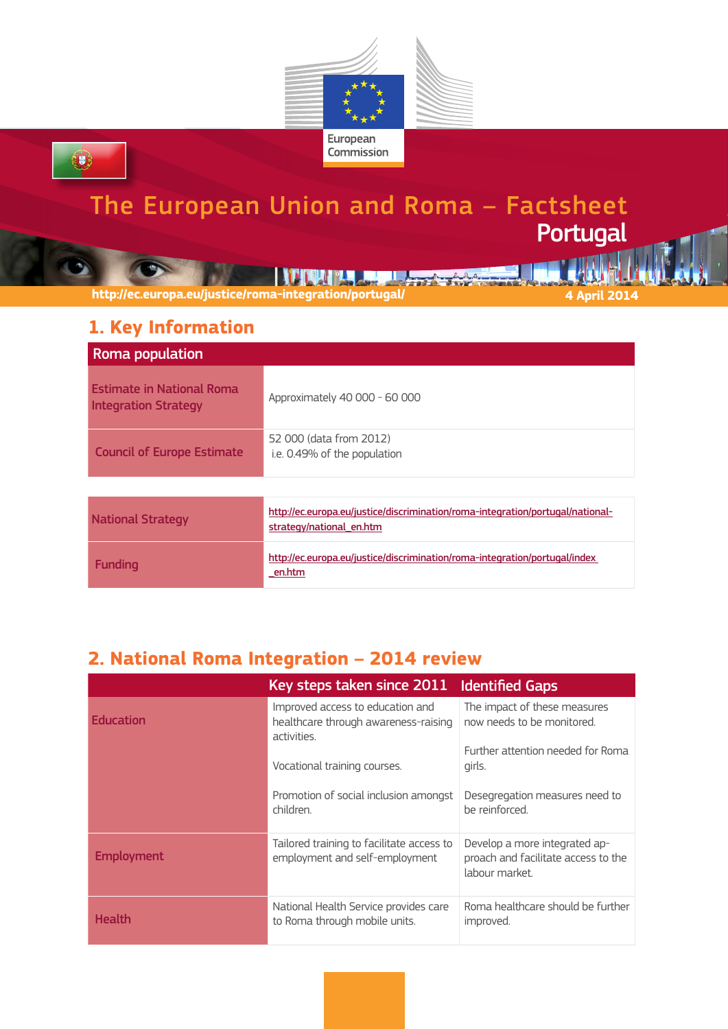European Commission

# The European Union and Roma – Factsheet

## Portugal

http://ec.europa.eu/justice/roma-integration/portugal/

4 April 2014

## 1. Key Information

| Roma population | |
|---|---|
| Estimate in National Roma Integration Strategy | Approximately 40 000 - 60 000 |
| Council of Europe Estimate | 52 000 (data from 2012) i.e. 0.49% of the population |

| | |
|---|---|
| National Strategy | http://ec.europa.eu/justice/discrimination/roma-integration/portugal/national-strategy/national_en.htm |
| Funding | http://ec.europa.eu/justice/discrimination/roma-integration/portugal/index_en.htm |

## 2. National Roma Integration – 2014 review

| | Key steps taken since 2011 | Identified Gaps |
|---|---|---|
| Education | Improved access to education and healthcare through awareness-raising activities.<br><br>Vocational training courses.<br><br>Promotion of social inclusion amongst children. | The impact of these measures now needs to be monitored.<br><br>Further attention needed for Roma girls.<br><br>Desegregation measures need to be reinforced. |
| Employment | Tailored training to facilitate access to employment and self-employment | Develop a more integrated approach and facilitate access to the labour market. |
| Health | National Health Service provides care to Roma through mobile units. | Roma healthcare should be further improved. |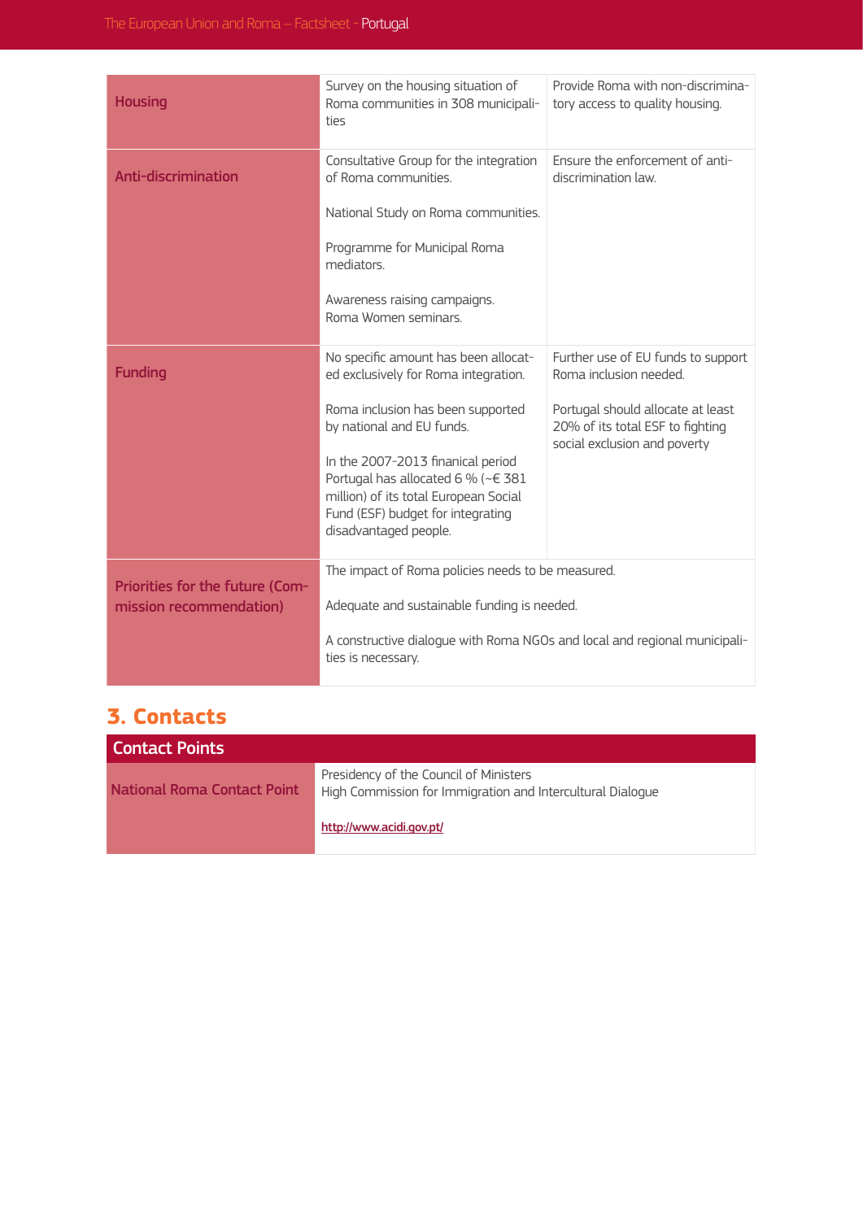| | | |
|---|---|---|
| **Housing** | Survey on the housing situation of Roma communities in 308 municipalities | Provide Roma with non-discriminatory access to quality housing. |
| **Anti-discrimination** | Consultative Group for the integration of Roma communities.<br><br>National Study on Roma communities.<br><br>Programme for Municipal Roma mediators.<br><br>Awareness raising campaigns.<br>Roma Women seminars. | Ensure the enforcement of anti-discrimination law. |
| **Funding** | No specific amount has been allocated exclusively for Roma integration.<br><br>Roma inclusion has been supported by national and EU funds.<br><br>In the 2007-2013 finanical period Portugal has allocated 6 % (~€ 381 million) of its total European Social Fund (ESF) budget for integrating disadvantaged people. | Further use of EU funds to support Roma inclusion needed.<br><br>Portugal should allocate at least 20% of its total ESF to fighting social exclusion and poverty |
| **Priorities for the future (Commission recommendation)** | The impact of Roma policies needs to be measured.<br><br>Adequate and sustainable funding is needed.<br><br>A constructive dialogue with Roma NGOs and local and regional municipalities is necessary. | |

## 3. Contacts

| Contact Points | |
|---|---|
| **National Roma Contact Point** | Presidency of the Council of Ministers<br>High Commission for Immigration and Intercultural Dialogue<br><br>http://www.acidi.gov.pt/ |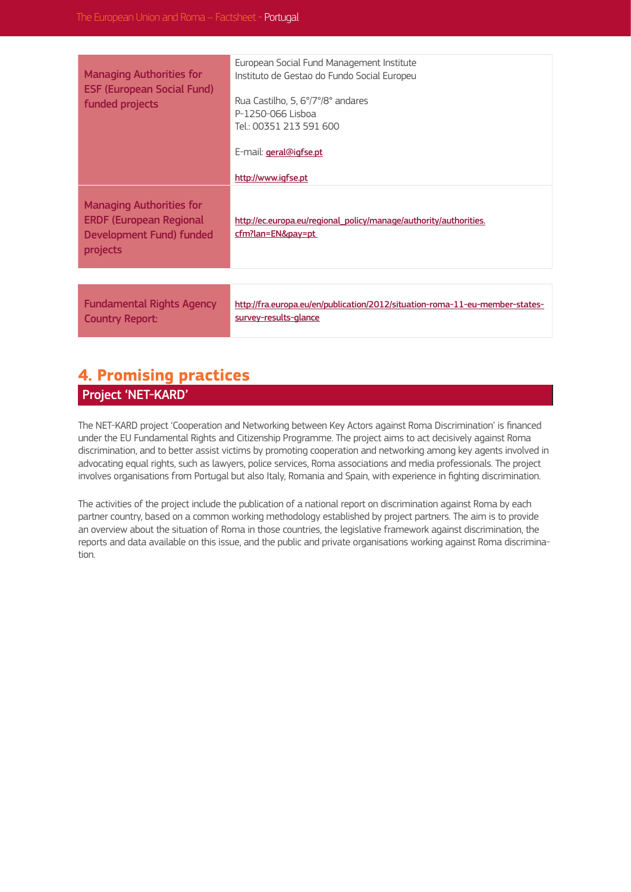| | |
|---|---|
| Managing Authorities for ESF (European Social Fund) funded projects | European Social Fund Management Institute<br>Instituto de Gestao do Fundo Social Europeu<br><br>Rua Castilho, 5, 6°/7°/8° andares<br>P-1250-066 Lisboa<br>Tel.: 00351 213 591 600<br><br>E-mail: geral@igfse.pt<br><br>http://www.igfse.pt |
| Managing Authorities for ERDF (European Regional Development Fund) funded projects | http://ec.europa.eu/regional_policy/manage/authority/authorities.cfm?lan=EN&pay=pt |

| | |
|---|---|
| Fundamental Rights Agency Country Report: | http://fra.europa.eu/en/publication/2012/situation-roma-11-eu-member-states-survey-results-glance |

## 4. Promising practices

### Project 'NET-KARD'

The NET-KARD project 'Cooperation and Networking between Key Actors against Roma Discrimination' is financed under the EU Fundamental Rights and Citizenship Programme. The project aims to act decisively against Roma discrimination, and to better assist victims by promoting cooperation and networking among key agents involved in advocating equal rights, such as lawyers, police services, Roma associations and media professionals. The project involves organisations from Portugal but also Italy, Romania and Spain, with experience in fighting discrimination.

The activities of the project include the publication of a national report on discrimination against Roma by each partner country, based on a common working methodology established by project partners. The aim is to provide an overview about the situation of Roma in those countries, the legislative framework against discrimination, the reports and data available on this issue, and the public and private organisations working against Roma discrimination.